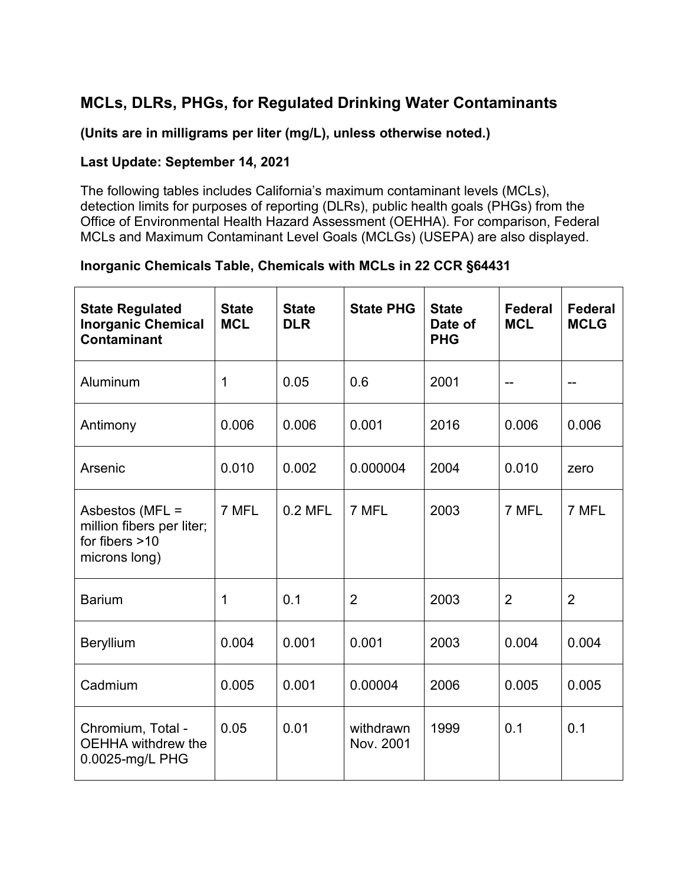# MCLs, DLRs, PHGs, for Regulated Drinking Water Contaminants

**(Units are in milligrams per liter (mg/L), unless otherwise noted.)**

**Last Update: September 14, 2021**

The following tables includes California's maximum contaminant levels (MCLs), detection limits for purposes of reporting (DLRs), public health goals (PHGs) from the Office of Environmental Health Hazard Assessment (OEHHA). For comparison, Federal MCLs and Maximum Contaminant Level Goals (MCLGs) (USEPA) are also displayed.

**Inorganic Chemicals Table, Chemicals with MCLs in 22 CCR §64431**

| State Regulated Inorganic Chemical Contaminant | State MCL | State DLR | State PHG | State Date of PHG | Federal MCL | Federal MCLG |
|---|---|---|---|---|---|---|
| Aluminum | 1 | 0.05 | 0.6 | 2001 | -- | -- |
| Antimony | 0.006 | 0.006 | 0.001 | 2016 | 0.006 | 0.006 |
| Arsenic | 0.010 | 0.002 | 0.000004 | 2004 | 0.010 | zero |
| Asbestos (MFL = million fibers per liter; for fibers >10 microns long) | 7 MFL | 0.2 MFL | 7 MFL | 2003 | 7 MFL | 7 MFL |
| Barium | 1 | 0.1 | 2 | 2003 | 2 | 2 |
| Beryllium | 0.004 | 0.001 | 0.001 | 2003 | 0.004 | 0.004 |
| Cadmium | 0.005 | 0.001 | 0.00004 | 2006 | 0.005 | 0.005 |
| Chromium, Total - OEHHA withdrew the 0.0025-mg/L PHG | 0.05 | 0.01 | withdrawn Nov. 2001 | 1999 | 0.1 | 0.1 |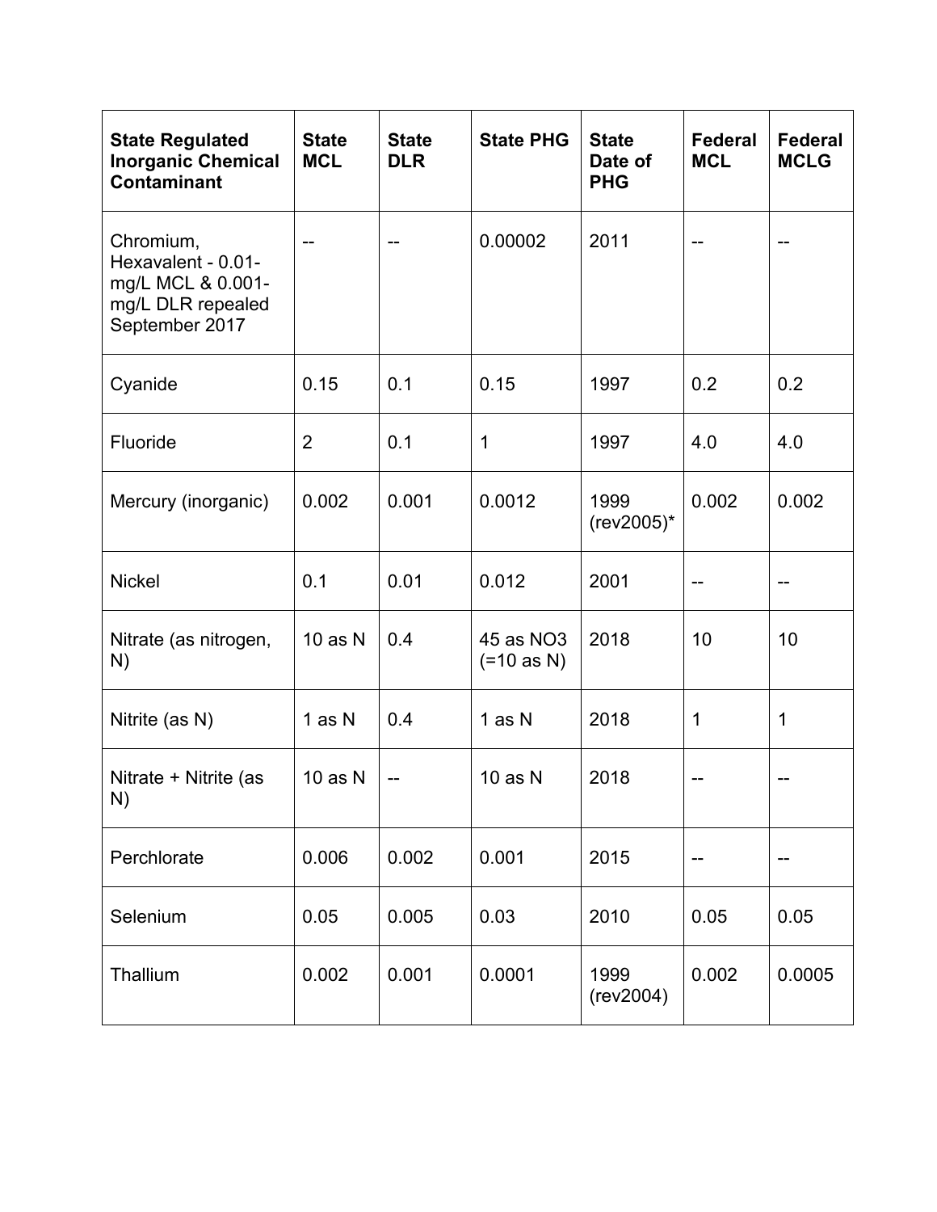| State Regulated Inorganic Chemical Contaminant | State MCL | State DLR | State PHG | State Date of PHG | Federal MCL | Federal MCLG |
|---|---|---|---|---|---|---|
| Chromium, Hexavalent - 0.01-mg/L MCL & 0.001-mg/L DLR repealed September 2017 | -- | -- | 0.00002 | 2011 | -- | -- |
| Cyanide | 0.15 | 0.1 | 0.15 | 1997 | 0.2 | 0.2 |
| Fluoride | 2 | 0.1 | 1 | 1997 | 4.0 | 4.0 |
| Mercury (inorganic) | 0.002 | 0.001 | 0.0012 | 1999 (rev2005)* | 0.002 | 0.002 |
| Nickel | 0.1 | 0.01 | 0.012 | 2001 | -- | -- |
| Nitrate (as nitrogen, N) | 10 as N | 0.4 | 45 as NO3 (=10 as N) | 2018 | 10 | 10 |
| Nitrite (as N) | 1 as N | 0.4 | 1 as N | 2018 | 1 | 1 |
| Nitrate + Nitrite (as N) | 10 as N | -- | 10 as N | 2018 | -- | -- |
| Perchlorate | 0.006 | 0.002 | 0.001 | 2015 | -- | -- |
| Selenium | 0.05 | 0.005 | 0.03 | 2010 | 0.05 | 0.05 |
| Thallium | 0.002 | 0.001 | 0.0001 | 1999 (rev2004) | 0.002 | 0.0005 |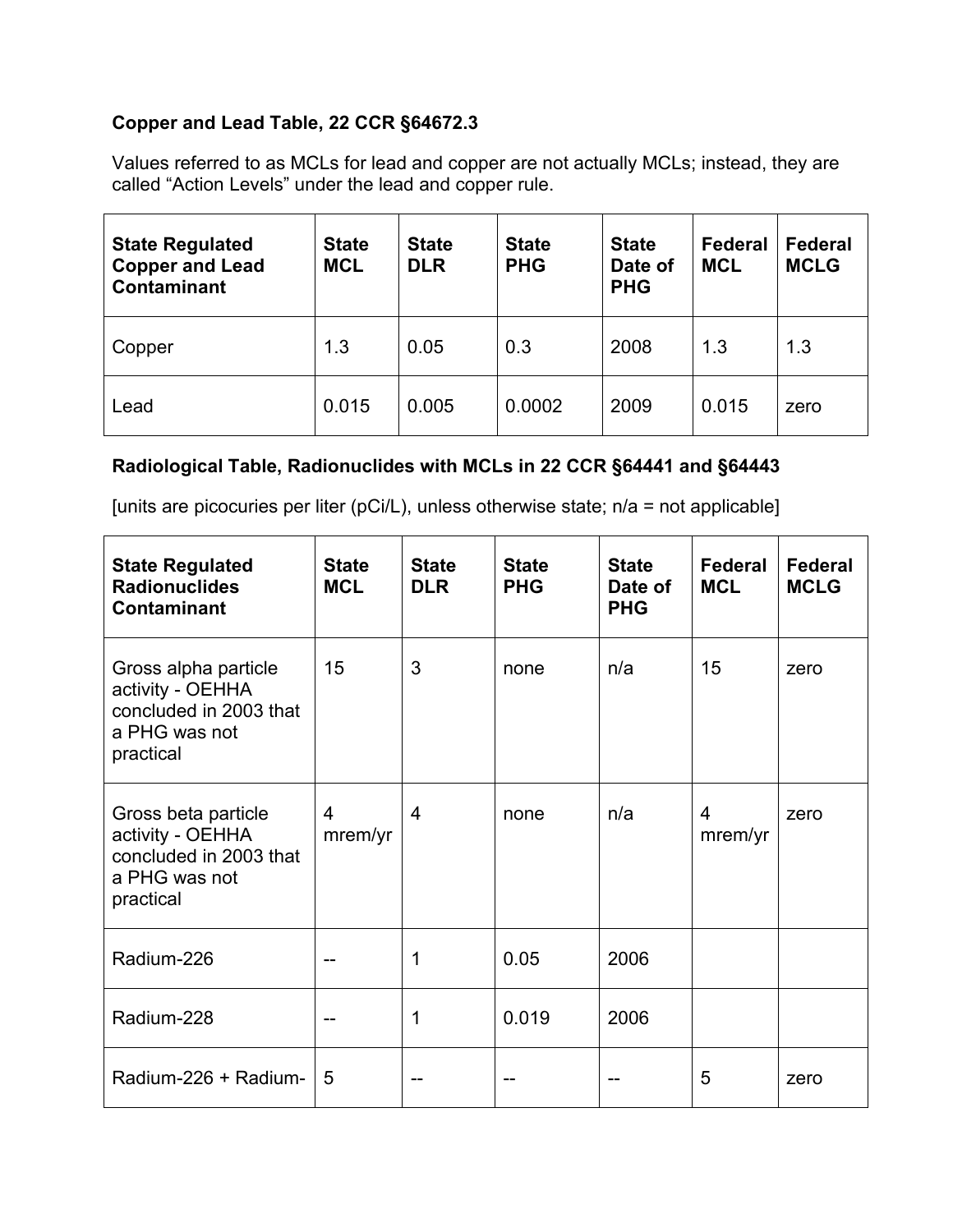**Copper and Lead Table, 22 CCR §64672.3**

Values referred to as MCLs for lead and copper are not actually MCLs; instead, they are called “Action Levels” under the lead and copper rule.

| State Regulated Copper and Lead Contaminant | State MCL | State DLR | State PHG | State Date of PHG | Federal MCL | Federal MCLG |
|---|---|---|---|---|---|---|
| Copper | 1.3 | 0.05 | 0.3 | 2008 | 1.3 | 1.3 |
| Lead | 0.015 | 0.005 | 0.0002 | 2009 | 0.015 | zero |

**Radiological Table, Radionuclides with MCLs in 22 CCR §64441 and §64443**

[units are picocuries per liter (pCi/L), unless otherwise state; n/a = not applicable]

| State Regulated Radionuclides Contaminant | State MCL | State DLR | State PHG | State Date of PHG | Federal MCL | Federal MCLG |
|---|---|---|---|---|---|---|
| Gross alpha particle activity - OEHHA concluded in 2003 that a PHG was not practical | 15 | 3 | none | n/a | 15 | zero |
| Gross beta particle activity - OEHHA concluded in 2003 that a PHG was not practical | 4 mrem/yr | 4 | none | n/a | 4 mrem/yr | zero |
| Radium-226 | -- | 1 | 0.05 | 2006 | | |
| Radium-228 | -- | 1 | 0.019 | 2006 | | |
| Radium-226 + Radium- | 5 | -- | -- | -- | 5 | zero |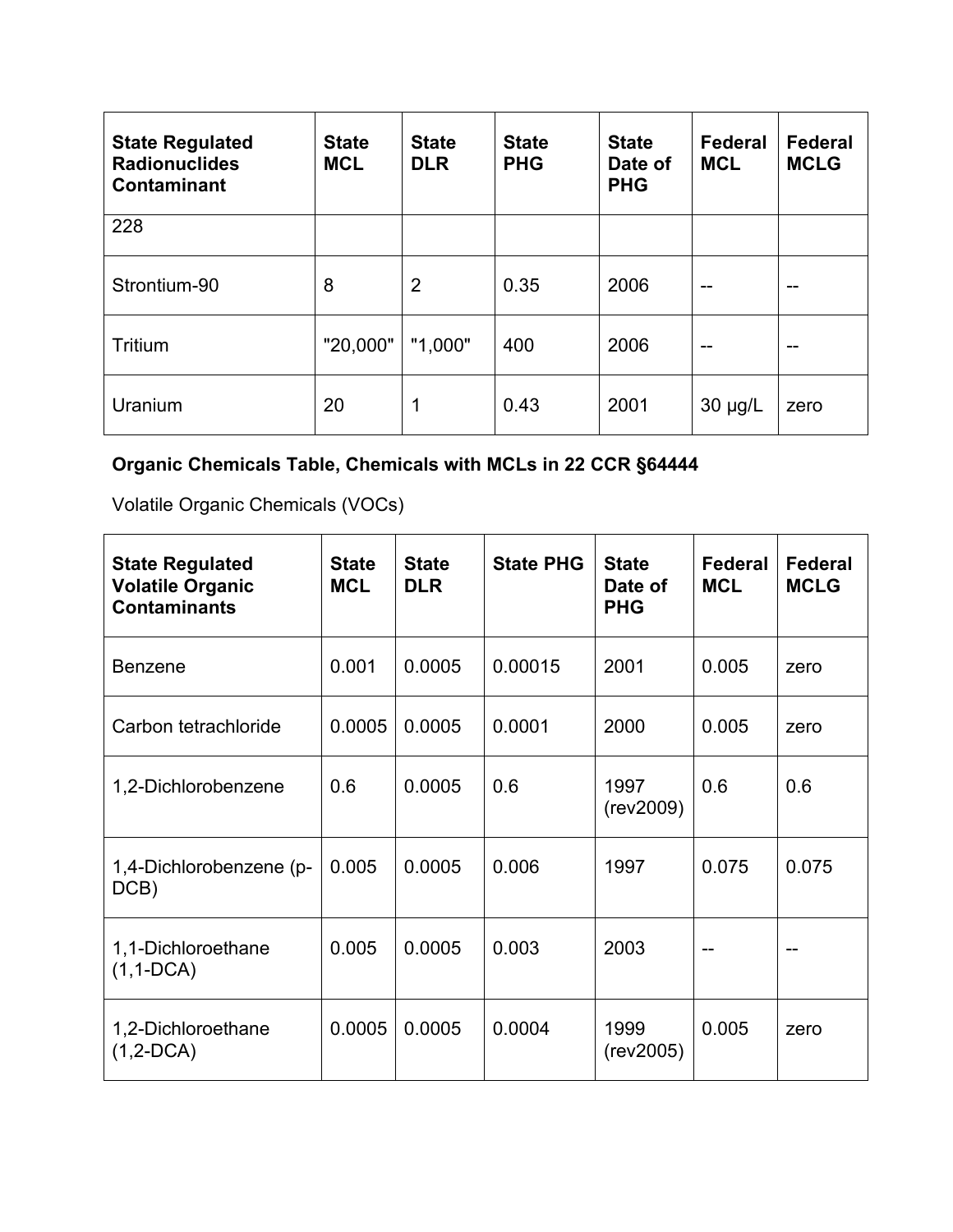| State Regulated Radionuclides Contaminant | State MCL | State DLR | State PHG | State Date of PHG | Federal MCL | Federal MCLG |
| --- | --- | --- | --- | --- | --- | --- |
| 228 | | | | | | |
| Strontium-90 | 8 | 2 | 0.35 | 2006 | -- | -- |
| Tritium | "20,000" | "1,000" | 400 | 2006 | -- | -- |
| Uranium | 20 | 1 | 0.43 | 2001 | 30 µg/L | zero |

**Organic Chemicals Table, Chemicals with MCLs in 22 CCR §64444**

Volatile Organic Chemicals (VOCs)

| State Regulated Volatile Organic Contaminants | State MCL | State DLR | State PHG | State Date of PHG | Federal MCL | Federal MCLG |
| --- | --- | --- | --- | --- | --- | --- |
| Benzene | 0.001 | 0.0005 | 0.00015 | 2001 | 0.005 | zero |
| Carbon tetrachloride | 0.0005 | 0.0005 | 0.0001 | 2000 | 0.005 | zero |
| 1,2-Dichlorobenzene | 0.6 | 0.0005 | 0.6 | 1997 (rev2009) | 0.6 | 0.6 |
| 1,4-Dichlorobenzene (p-DCB) | 0.005 | 0.0005 | 0.006 | 1997 | 0.075 | 0.075 |
| 1,1-Dichloroethane (1,1-DCA) | 0.005 | 0.0005 | 0.003 | 2003 | -- | -- |
| 1,2-Dichloroethane (1,2-DCA) | 0.0005 | 0.0005 | 0.0004 | 1999 (rev2005) | 0.005 | zero |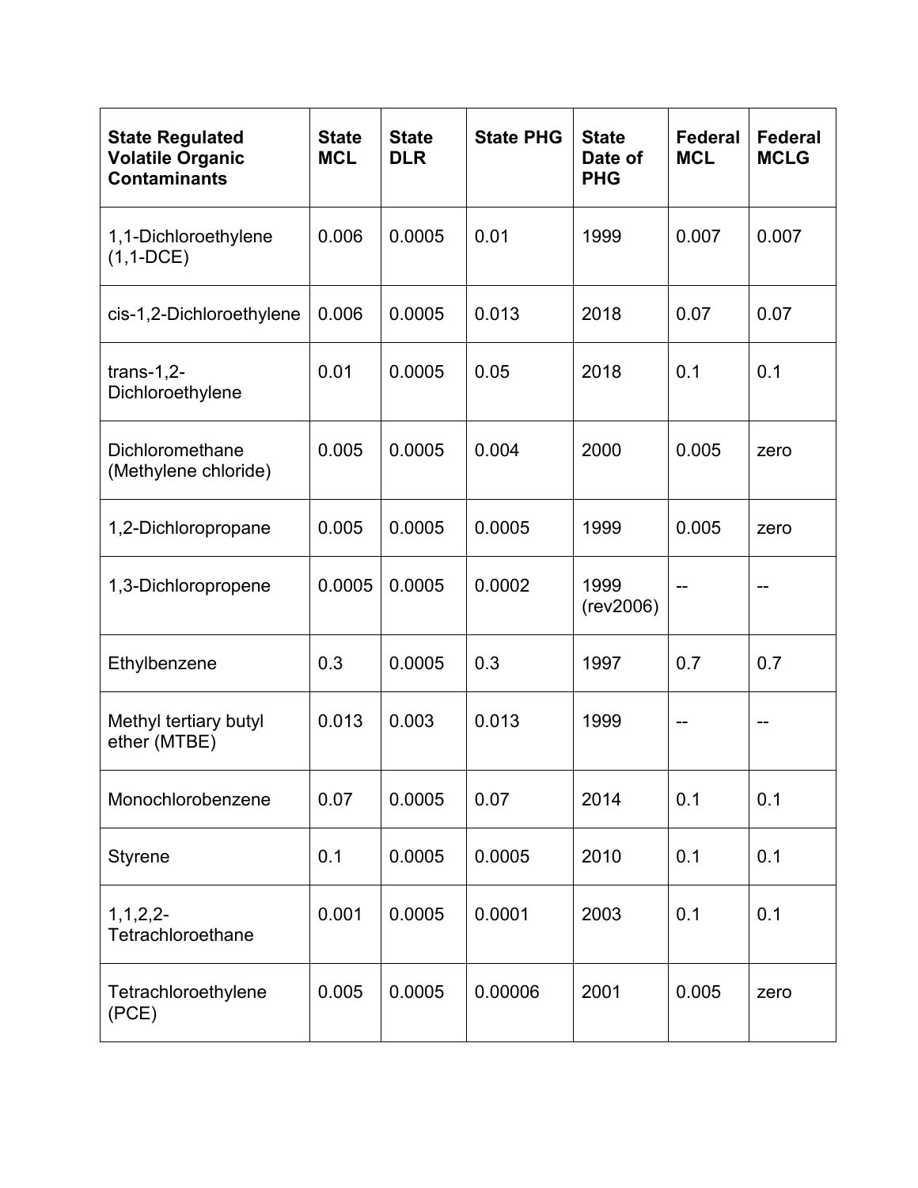| State Regulated Volatile Organic Contaminants | State MCL | State DLR | State PHG | State Date of PHG | Federal MCL | Federal MCLG |
|---|---|---|---|---|---|---|
| 1,1-Dichloroethylene (1,1-DCE) | 0.006 | 0.0005 | 0.01 | 1999 | 0.007 | 0.007 |
| cis-1,2-Dichloroethylene | 0.006 | 0.0005 | 0.013 | 2018 | 0.07 | 0.07 |
| trans-1,2-Dichloroethylene | 0.01 | 0.0005 | 0.05 | 2018 | 0.1 | 0.1 |
| Dichloromethane (Methylene chloride) | 0.005 | 0.0005 | 0.004 | 2000 | 0.005 | zero |
| 1,2-Dichloropropane | 0.005 | 0.0005 | 0.0005 | 1999 | 0.005 | zero |
| 1,3-Dichloropropene | 0.0005 | 0.0005 | 0.0002 | 1999 (rev2006) | -- | -- |
| Ethylbenzene | 0.3 | 0.0005 | 0.3 | 1997 | 0.7 | 0.7 |
| Methyl tertiary butyl ether (MTBE) | 0.013 | 0.003 | 0.013 | 1999 | -- | -- |
| Monochlorobenzene | 0.07 | 0.0005 | 0.07 | 2014 | 0.1 | 0.1 |
| Styrene | 0.1 | 0.0005 | 0.0005 | 2010 | 0.1 | 0.1 |
| 1,1,2,2-Tetrachloroethane | 0.001 | 0.0005 | 0.0001 | 2003 | 0.1 | 0.1 |
| Tetrachloroethylene (PCE) | 0.005 | 0.0005 | 0.00006 | 2001 | 0.005 | zero |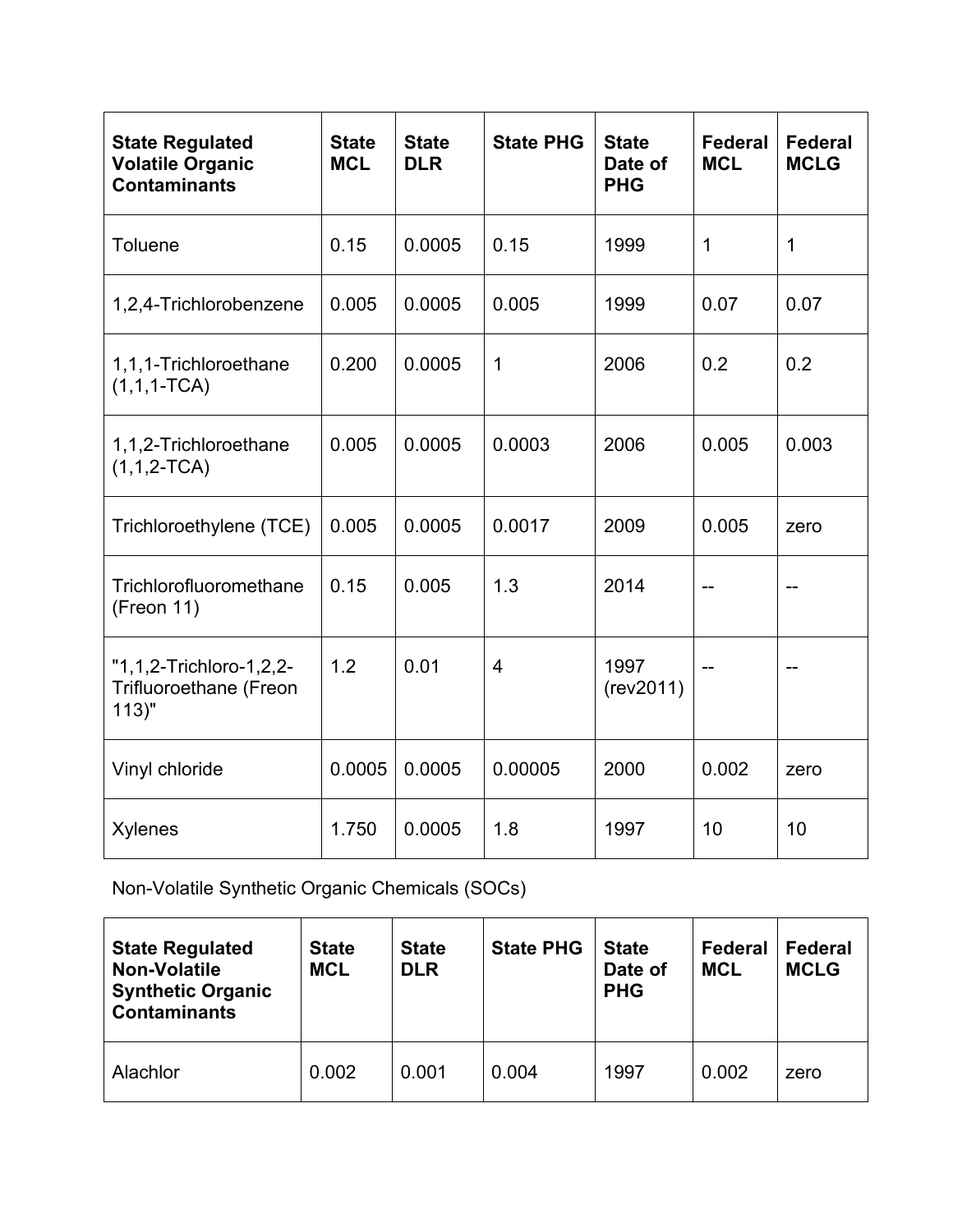| State Regulated Volatile Organic Contaminants | State MCL | State DLR | State PHG | State Date of PHG | Federal MCL | Federal MCLG |
|---|---|---|---|---|---|---|
| Toluene | 0.15 | 0.0005 | 0.15 | 1999 | 1 | 1 |
| 1,2,4-Trichlorobenzene | 0.005 | 0.0005 | 0.005 | 1999 | 0.07 | 0.07 |
| 1,1,1-Trichloroethane (1,1,1-TCA) | 0.200 | 0.0005 | 1 | 2006 | 0.2 | 0.2 |
| 1,1,2-Trichloroethane (1,1,2-TCA) | 0.005 | 0.0005 | 0.0003 | 2006 | 0.005 | 0.003 |
| Trichloroethylene (TCE) | 0.005 | 0.0005 | 0.0017 | 2009 | 0.005 | zero |
| Trichlorofluoromethane (Freon 11) | 0.15 | 0.005 | 1.3 | 2014 | -- | -- |
| "1,1,2-Trichloro-1,2,2-Trifluoroethane (Freon 113)" | 1.2 | 0.01 | 4 | 1997 (rev2011) | -- | -- |
| Vinyl chloride | 0.0005 | 0.0005 | 0.00005 | 2000 | 0.002 | zero |
| Xylenes | 1.750 | 0.0005 | 1.8 | 1997 | 10 | 10 |

Non-Volatile Synthetic Organic Chemicals (SOCs)

| State Regulated Non-Volatile Synthetic Organic Contaminants | State MCL | State DLR | State PHG | State Date of PHG | Federal MCL | Federal MCLG |
|---|---|---|---|---|---|---|
| Alachlor | 0.002 | 0.001 | 0.004 | 1997 | 0.002 | zero |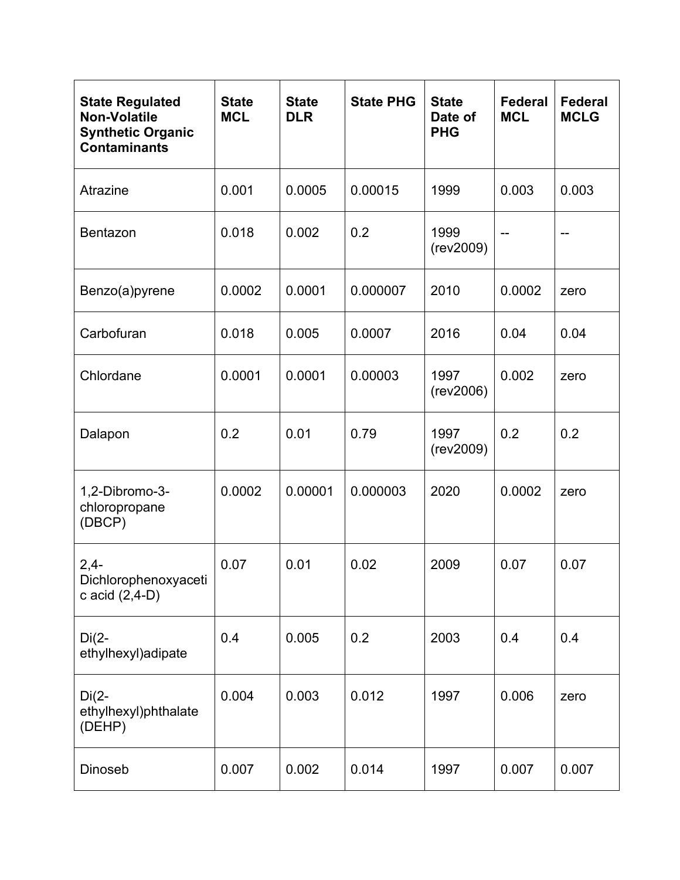| State Regulated Non-Volatile Synthetic Organic Contaminants | State MCL | State DLR | State PHG | State Date of PHG | Federal MCL | Federal MCLG |
|---|---|---|---|---|---|---|
| Atrazine | 0.001 | 0.0005 | 0.00015 | 1999 | 0.003 | 0.003 |
| Bentazon | 0.018 | 0.002 | 0.2 | 1999 (rev2009) | -- | -- |
| Benzo(a)pyrene | 0.0002 | 0.0001 | 0.000007 | 2010 | 0.0002 | zero |
| Carbofuran | 0.018 | 0.005 | 0.0007 | 2016 | 0.04 | 0.04 |
| Chlordane | 0.0001 | 0.0001 | 0.00003 | 1997 (rev2006) | 0.002 | zero |
| Dalapon | 0.2 | 0.01 | 0.79 | 1997 (rev2009) | 0.2 | 0.2 |
| 1,2-Dibromo-3-chloropropane (DBCP) | 0.0002 | 0.00001 | 0.000003 | 2020 | 0.0002 | zero |
| 2,4-Dichlorophenoxyacetic acid (2,4-D) | 0.07 | 0.01 | 0.02 | 2009 | 0.07 | 0.07 |
| Di(2-ethylhexyl)adipate | 0.4 | 0.005 | 0.2 | 2003 | 0.4 | 0.4 |
| Di(2-ethylhexyl)phthalate (DEHP) | 0.004 | 0.003 | 0.012 | 1997 | 0.006 | zero |
| Dinoseb | 0.007 | 0.002 | 0.014 | 1997 | 0.007 | 0.007 |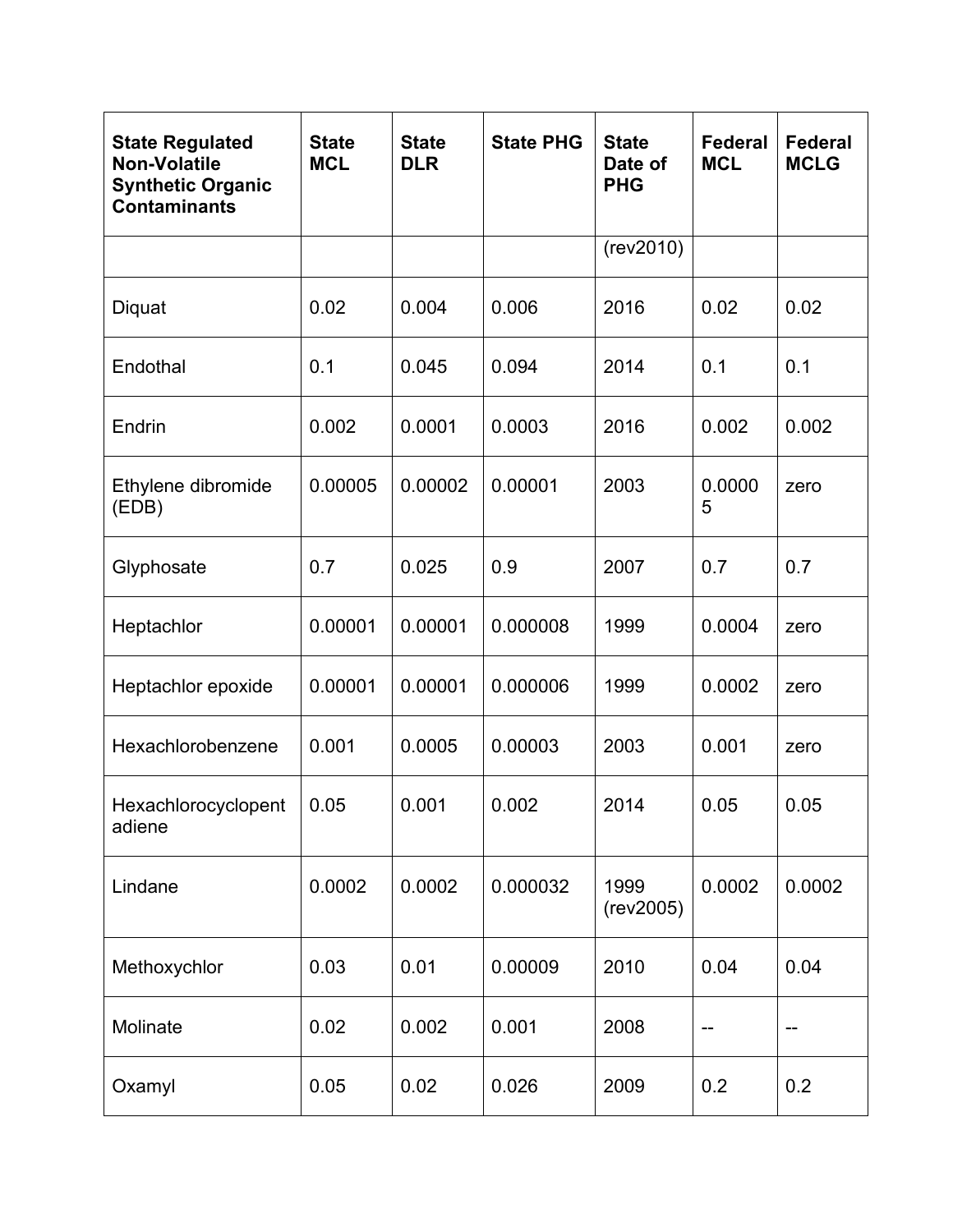| State Regulated Non-Volatile Synthetic Organic Contaminants | State MCL | State DLR | State PHG | State Date of PHG | Federal MCL | Federal MCLG |
|---|---|---|---|---|---|---|
| | | | | (rev2010) | | |
| Diquat | 0.02 | 0.004 | 0.006 | 2016 | 0.02 | 0.02 |
| Endothal | 0.1 | 0.045 | 0.094 | 2014 | 0.1 | 0.1 |
| Endrin | 0.002 | 0.0001 | 0.0003 | 2016 | 0.002 | 0.002 |
| Ethylene dibromide (EDB) | 0.00005 | 0.00002 | 0.00001 | 2003 | 0.00005 | zero |
| Glyphosate | 0.7 | 0.025 | 0.9 | 2007 | 0.7 | 0.7 |
| Heptachlor | 0.00001 | 0.00001 | 0.000008 | 1999 | 0.0004 | zero |
| Heptachlor epoxide | 0.00001 | 0.00001 | 0.000006 | 1999 | 0.0002 | zero |
| Hexachlorobenzene | 0.001 | 0.0005 | 0.00003 | 2003 | 0.001 | zero |
| Hexachlorocyclopentadiene | 0.05 | 0.001 | 0.002 | 2014 | 0.05 | 0.05 |
| Lindane | 0.0002 | 0.0002 | 0.000032 | 1999 (rev2005) | 0.0002 | 0.0002 |
| Methoxychlor | 0.03 | 0.01 | 0.00009 | 2010 | 0.04 | 0.04 |
| Molinate | 0.02 | 0.002 | 0.001 | 2008 | -- | -- |
| Oxamyl | 0.05 | 0.02 | 0.026 | 2009 | 0.2 | 0.2 |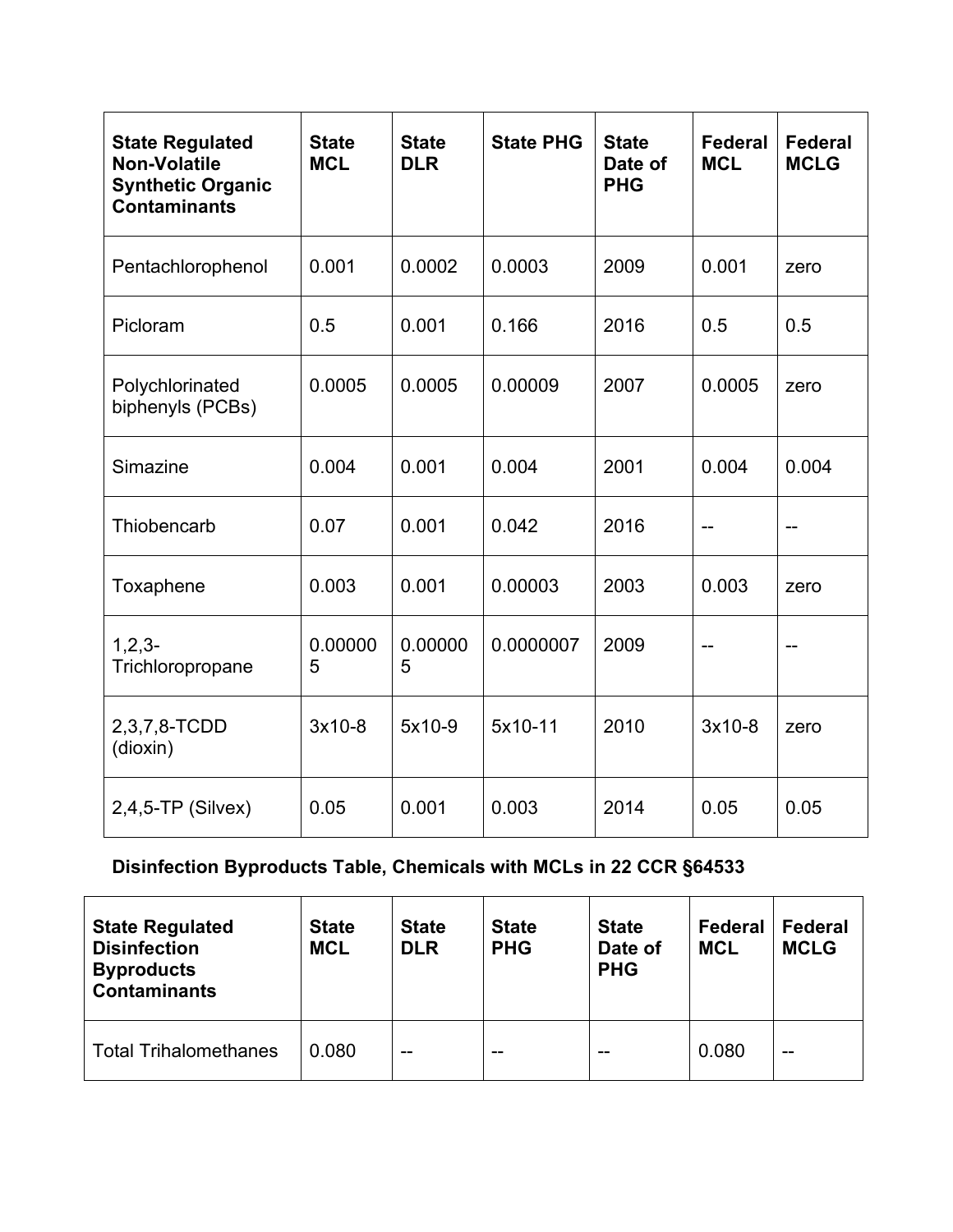| State Regulated Non-Volatile Synthetic Organic Contaminants | State MCL | State DLR | State PHG | State Date of PHG | Federal MCL | Federal MCLG |
|---|---|---|---|---|---|---|
| Pentachlorophenol | 0.001 | 0.0002 | 0.0003 | 2009 | 0.001 | zero |
| Picloram | 0.5 | 0.001 | 0.166 | 2016 | 0.5 | 0.5 |
| Polychlorinated biphenyls (PCBs) | 0.0005 | 0.0005 | 0.00009 | 2007 | 0.0005 | zero |
| Simazine | 0.004 | 0.001 | 0.004 | 2001 | 0.004 | 0.004 |
| Thiobencarb | 0.07 | 0.001 | 0.042 | 2016 | -- | -- |
| Toxaphene | 0.003 | 0.001 | 0.00003 | 2003 | 0.003 | zero |
| 1,2,3-Trichloropropane | 0.000005 | 0.000005 | 0.0000007 | 2009 | -- | -- |
| 2,3,7,8-TCDD (dioxin) | 3x10-8 | 5x10-9 | 5x10-11 | 2010 | 3x10-8 | zero |
| 2,4,5-TP (Silvex) | 0.05 | 0.001 | 0.003 | 2014 | 0.05 | 0.05 |

**Disinfection Byproducts Table, Chemicals with MCLs in 22 CCR §64533**

| State Regulated Disinfection Byproducts Contaminants | State MCL | State DLR | State PHG | State Date of PHG | Federal MCL | Federal MCLG |
|---|---|---|---|---|---|---|
| Total Trihalomethanes | 0.080 | -- | -- | -- | 0.080 | -- |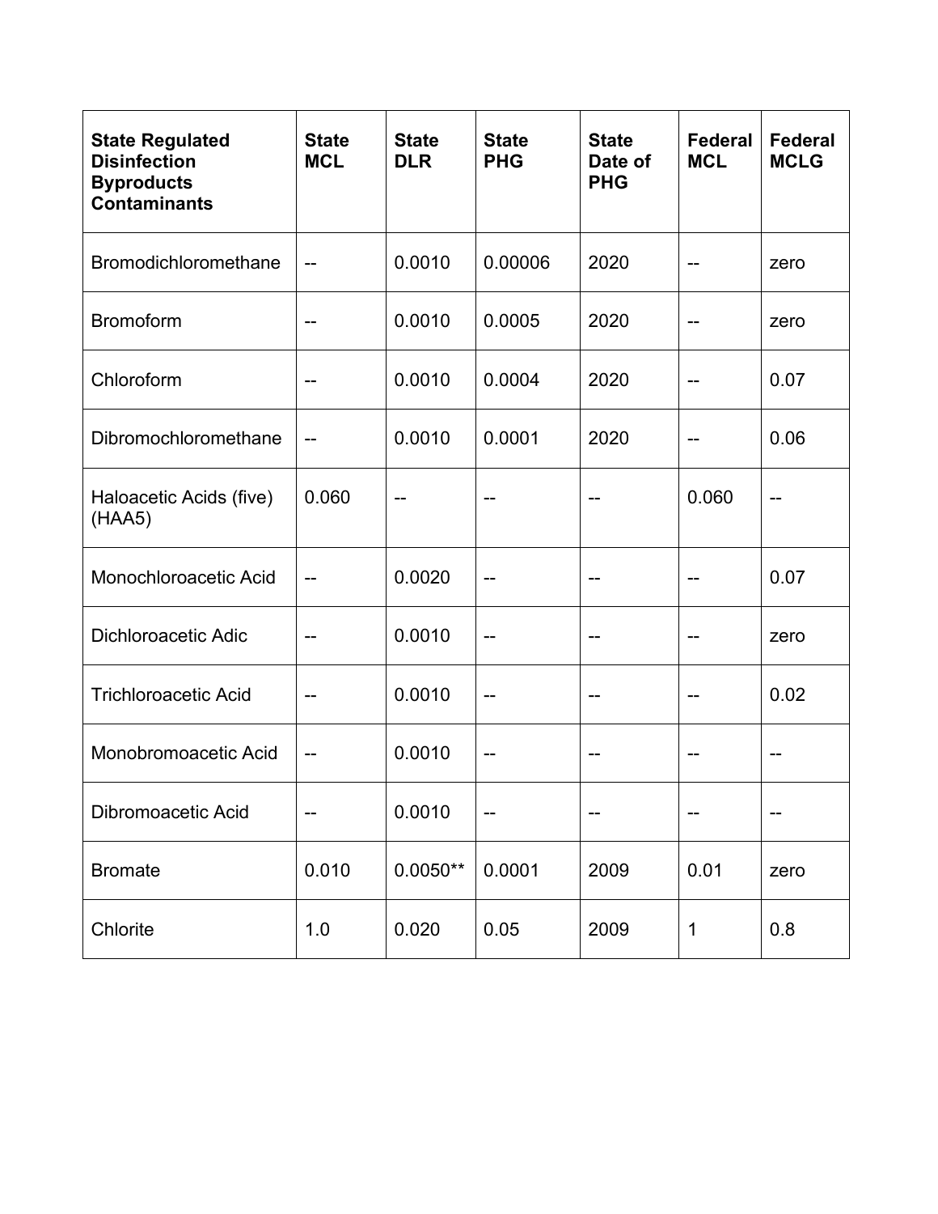| **State Regulated Disinfection Byproducts Contaminants** | **State MCL** | **State DLR** | **State PHG** | **State Date of PHG** | **Federal MCL** | **Federal MCLG** |
|---|---|---|---|---|---|---|
| Bromodichloromethane | -- | 0.0010 | 0.00006 | 2020 | -- | zero |
| Bromoform | -- | 0.0010 | 0.0005 | 2020 | -- | zero |
| Chloroform | -- | 0.0010 | 0.0004 | 2020 | -- | 0.07 |
| Dibromochloromethane | -- | 0.0010 | 0.0001 | 2020 | -- | 0.06 |
| Haloacetic Acids (five) (HAA5) | 0.060 | -- | -- | -- | 0.060 | -- |
| Monochloroacetic Acid | -- | 0.0020 | -- | -- | -- | 0.07 |
| Dichloroacetic Adic | -- | 0.0010 | -- | -- | -- | zero |
| Trichloroacetic Acid | -- | 0.0010 | -- | -- | -- | 0.02 |
| Monobromoacetic Acid | -- | 0.0010 | -- | -- | -- | -- |
| Dibromoacetic Acid | -- | 0.0010 | -- | -- | -- | -- |
| Bromate | 0.010 | 0.0050** | 0.0001 | 2009 | 0.01 | zero |
| Chlorite | 1.0 | 0.020 | 0.05 | 2009 | 1 | 0.8 |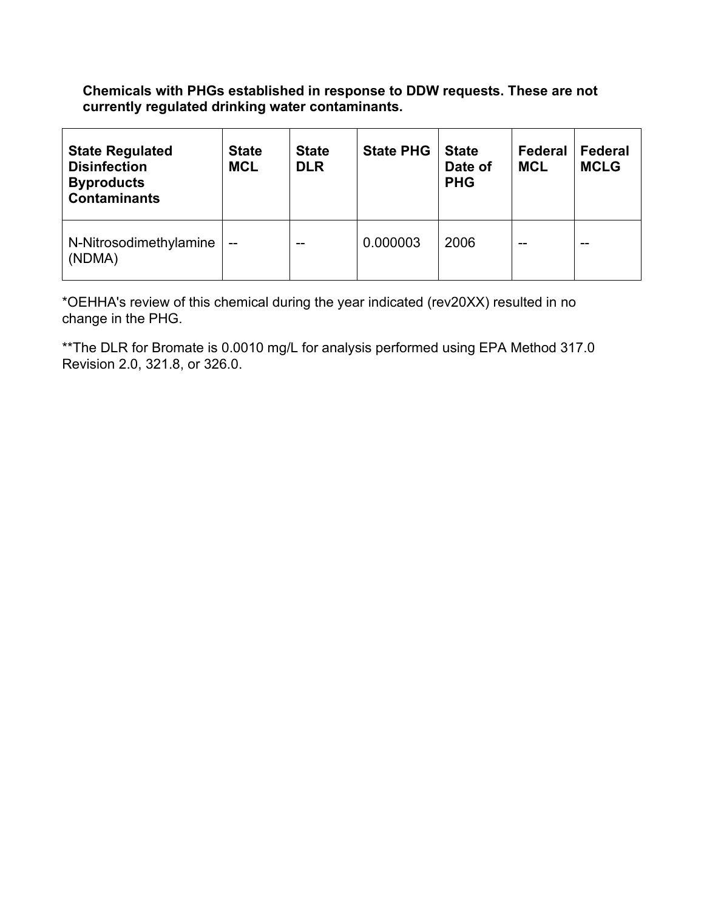**Chemicals with PHGs established in response to DDW requests. These are not currently regulated drinking water contaminants.**

| State Regulated Disinfection Byproducts Contaminants | State MCL | State DLR | State PHG | State Date of PHG | Federal MCL | Federal MCLG |
|---|---|---|---|---|---|---|
| N-Nitrosodimethylamine (NDMA) | -- | -- | 0.000003 | 2006 | -- | -- |

*OEHHA's review of this chemical during the year indicated (rev20XX) resulted in no change in the PHG.

**The DLR for Bromate is 0.0010 mg/L for analysis performed using EPA Method 317.0 Revision 2.0, 321.8, or 326.0.